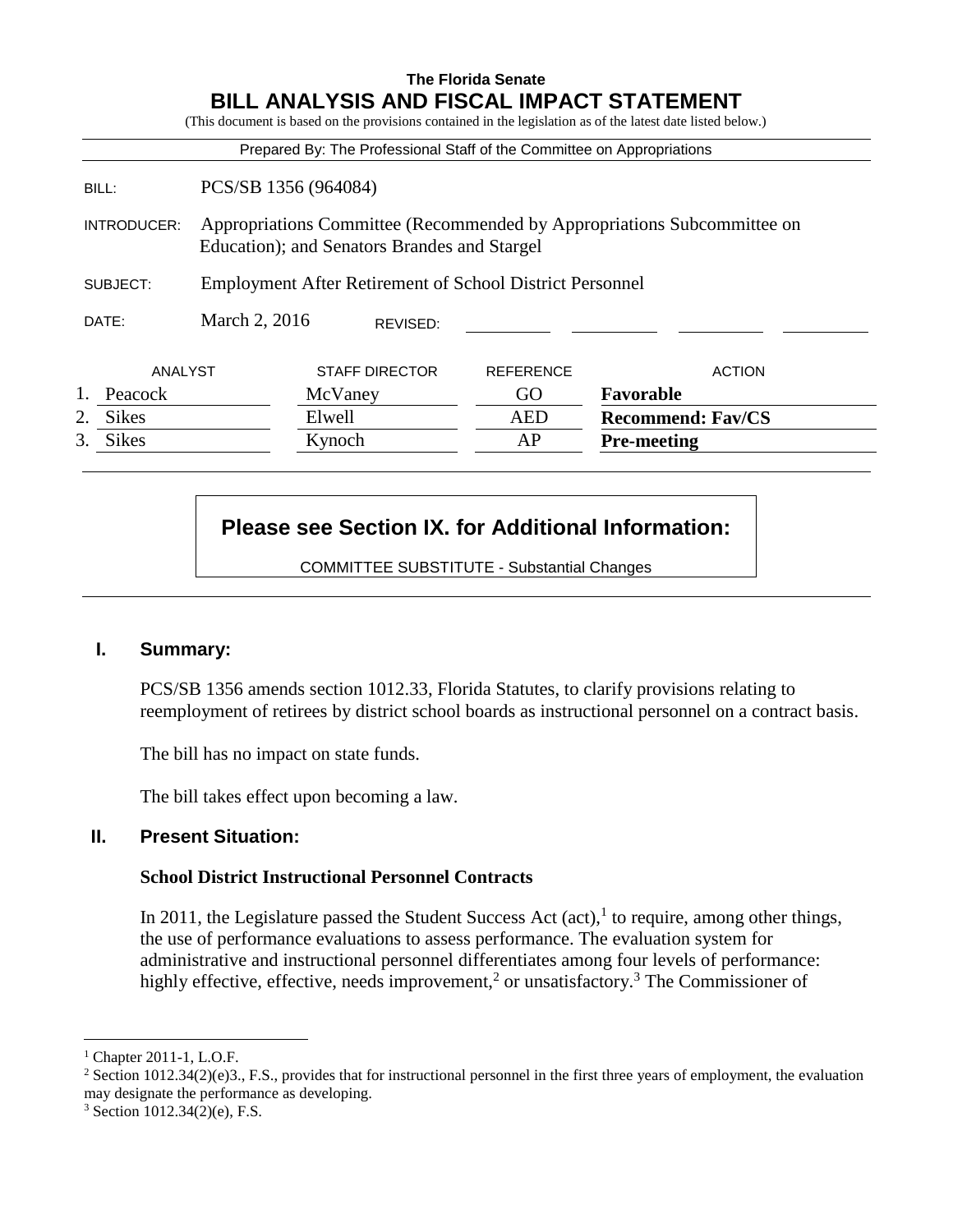**The Florida Senate**

# BILL ANALYSIS AND FISCAL IMPACT STATEMENT

(This document is based on the provisions contained in the legislation as of the latest date listed below.)

Prepared By: The Professional Staff of the Committee on Appropriations

| | |
|---|---|
| BILL: | PCS/SB 1356 (964084) |
| INTRODUCER: | Appropriations Committee (Recommended by Appropriations Subcommittee on Education); and Senators Brandes and Stargel |
| SUBJECT: | Employment After Retirement of School District Personnel |
| DATE: | March 2, 2016 REVISED: |

| | ANALYST | STAFF DIRECTOR | REFERENCE | ACTION |
|---|---|---|---|---|
| 1. | Peacock | McVaney | GO | **Favorable** |
| 2. | Sikes | Elwell | AED | **Recommend: Fav/CS** |
| 3. | Sikes | Kynoch | AP | **Pre-meeting** |

**Please see Section IX. for Additional Information:**

COMMITTEE SUBSTITUTE - Substantial Changes

## I. Summary:

PCS/SB 1356 amends section 1012.33, Florida Statutes, to clarify provisions relating to reemployment of retirees by district school boards as instructional personnel on a contract basis.

The bill has no impact on state funds.

The bill takes effect upon becoming a law.

## II. Present Situation:

### School District Instructional Personnel Contracts

In 2011, the Legislature passed the Student Success Act (act),[1] to require, among other things, the use of performance evaluations to assess performance. The evaluation system for administrative and instructional personnel differentiates among four levels of performance: highly effective, effective, needs improvement,[2] or unsatisfactory.[3] The Commissioner of

[1] Chapter 2011-1, L.O.F.

[2] Section 1012.34(2)(e)3., F.S., provides that for instructional personnel in the first three years of employment, the evaluation may designate the performance as developing.

[3] Section 1012.34(2)(e), F.S.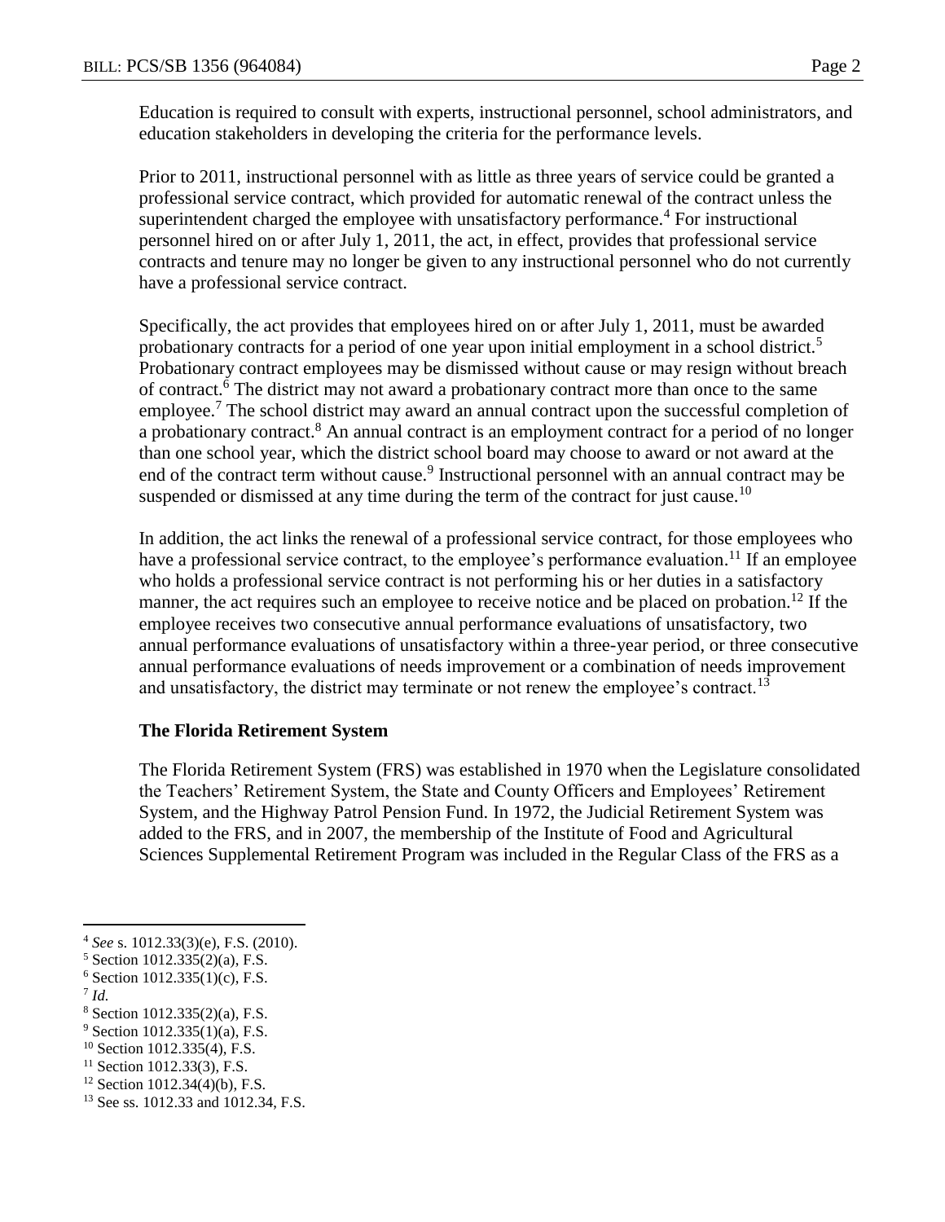Education is required to consult with experts, instructional personnel, school administrators, and education stakeholders in developing the criteria for the performance levels.

Prior to 2011, instructional personnel with as little as three years of service could be granted a professional service contract, which provided for automatic renewal of the contract unless the superintendent charged the employee with unsatisfactory performance.[4] For instructional personnel hired on or after July 1, 2011, the act, in effect, provides that professional service contracts and tenure may no longer be given to any instructional personnel who do not currently have a professional service contract.

Specifically, the act provides that employees hired on or after July 1, 2011, must be awarded probationary contracts for a period of one year upon initial employment in a school district.[5] Probationary contract employees may be dismissed without cause or may resign without breach of contract.[6] The district may not award a probationary contract more than once to the same employee.[7] The school district may award an annual contract upon the successful completion of a probationary contract.[8] An annual contract is an employment contract for a period of no longer than one school year, which the district school board may choose to award or not award at the end of the contract term without cause.[9] Instructional personnel with an annual contract may be suspended or dismissed at any time during the term of the contract for just cause.[10]

In addition, the act links the renewal of a professional service contract, for those employees who have a professional service contract, to the employee's performance evaluation.[11] If an employee who holds a professional service contract is not performing his or her duties in a satisfactory manner, the act requires such an employee to receive notice and be placed on probation.[12] If the employee receives two consecutive annual performance evaluations of unsatisfactory, two annual performance evaluations of unsatisfactory within a three-year period, or three consecutive annual performance evaluations of needs improvement or a combination of needs improvement and unsatisfactory, the district may terminate or not renew the employee's contract.[13]

### The Florida Retirement System

The Florida Retirement System (FRS) was established in 1970 when the Legislature consolidated the Teachers' Retirement System, the State and County Officers and Employees' Retirement System, and the Highway Patrol Pension Fund. In 1972, the Judicial Retirement System was added to the FRS, and in 2007, the membership of the Institute of Food and Agricultural Sciences Supplemental Retirement Program was included in the Regular Class of the FRS as a

---

[4] *See* s. 1012.33(3)(e), F.S. (2010).
[5] Section 1012.335(2)(a), F.S.
[6] Section 1012.335(1)(c), F.S.
[7] *Id.*
[8] Section 1012.335(2)(a), F.S.
[9] Section 1012.335(1)(a), F.S.
[10] Section 1012.335(4), F.S.
[11] Section 1012.33(3), F.S.
[12] Section 1012.34(4)(b), F.S.
[13] See ss. 1012.33 and 1012.34, F.S.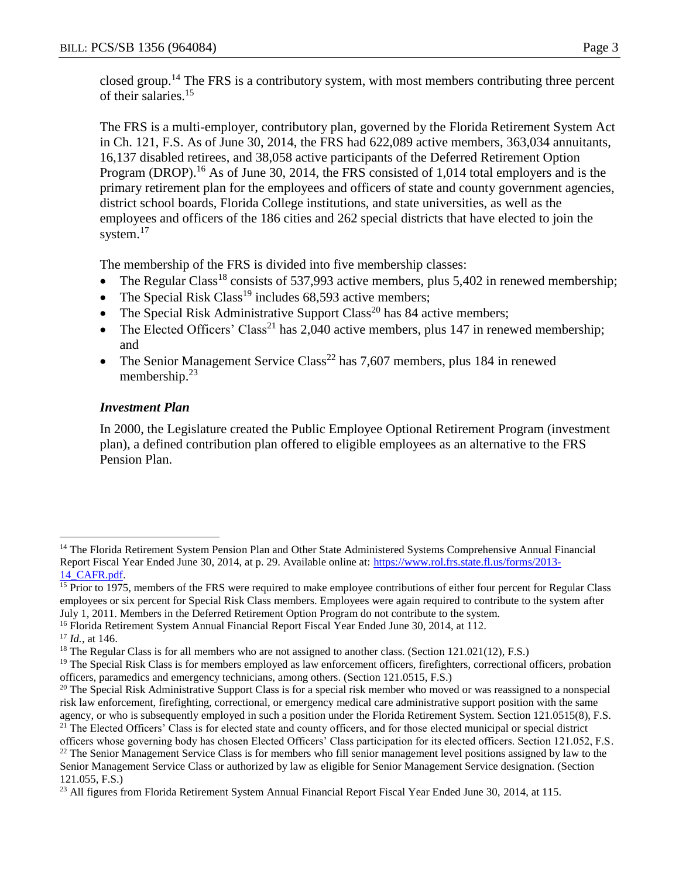closed group.[14] The FRS is a contributory system, with most members contributing three percent of their salaries.[15]

The FRS is a multi-employer, contributory plan, governed by the Florida Retirement System Act in Ch. 121, F.S. As of June 30, 2014, the FRS had 622,089 active members, 363,034 annuitants, 16,137 disabled retirees, and 38,058 active participants of the Deferred Retirement Option Program (DROP).[16] As of June 30, 2014, the FRS consisted of 1,014 total employers and is the primary retirement plan for the employees and officers of state and county government agencies, district school boards, Florida College institutions, and state universities, as well as the employees and officers of the 186 cities and 262 special districts that have elected to join the system.[17]

The membership of the FRS is divided into five membership classes:

- The Regular Class[18] consists of 537,993 active members, plus 5,402 in renewed membership;
- The Special Risk Class[19] includes 68,593 active members;
- The Special Risk Administrative Support Class[20] has 84 active members;
- The Elected Officers' Class[21] has 2,040 active members, plus 147 in renewed membership; and
- The Senior Management Service Class[22] has 7,607 members, plus 184 in renewed membership.[23]

### *Investment Plan*

In 2000, the Legislature created the Public Employee Optional Retirement Program (investment plan), a defined contribution plan offered to eligible employees as an alternative to the FRS Pension Plan.

---

[14] The Florida Retirement System Pension Plan and Other State Administered Systems Comprehensive Annual Financial Report Fiscal Year Ended June 30, 2014, at p. 29. Available online at: https://www.rol.frs.state.fl.us/forms/2013-14_CAFR.pdf.

[15] Prior to 1975, members of the FRS were required to make employee contributions of either four percent for Regular Class employees or six percent for Special Risk Class members. Employees were again required to contribute to the system after July 1, 2011. Members in the Deferred Retirement Option Program do not contribute to the system.

[16] Florida Retirement System Annual Financial Report Fiscal Year Ended June 30, 2014, at 112.

[17] *Id.*, at 146.

[18] The Regular Class is for all members who are not assigned to another class. (Section 121.021(12), F.S.)

[19] The Special Risk Class is for members employed as law enforcement officers, firefighters, correctional officers, probation officers, paramedics and emergency technicians, among others. (Section 121.0515, F.S.)

[20] The Special Risk Administrative Support Class is for a special risk member who moved or was reassigned to a nonspecial risk law enforcement, firefighting, correctional, or emergency medical care administrative support position with the same agency, or who is subsequently employed in such a position under the Florida Retirement System. Section 121.0515(8), F.S.

[21] The Elected Officers' Class is for elected state and county officers, and for those elected municipal or special district officers whose governing body has chosen Elected Officers' Class participation for its elected officers. Section 121.052, F.S.

[22] The Senior Management Service Class is for members who fill senior management level positions assigned by law to the Senior Management Service Class or authorized by law as eligible for Senior Management Service designation. (Section 121.055, F.S.)

[23] All figures from Florida Retirement System Annual Financial Report Fiscal Year Ended June 30, 2014, at 115.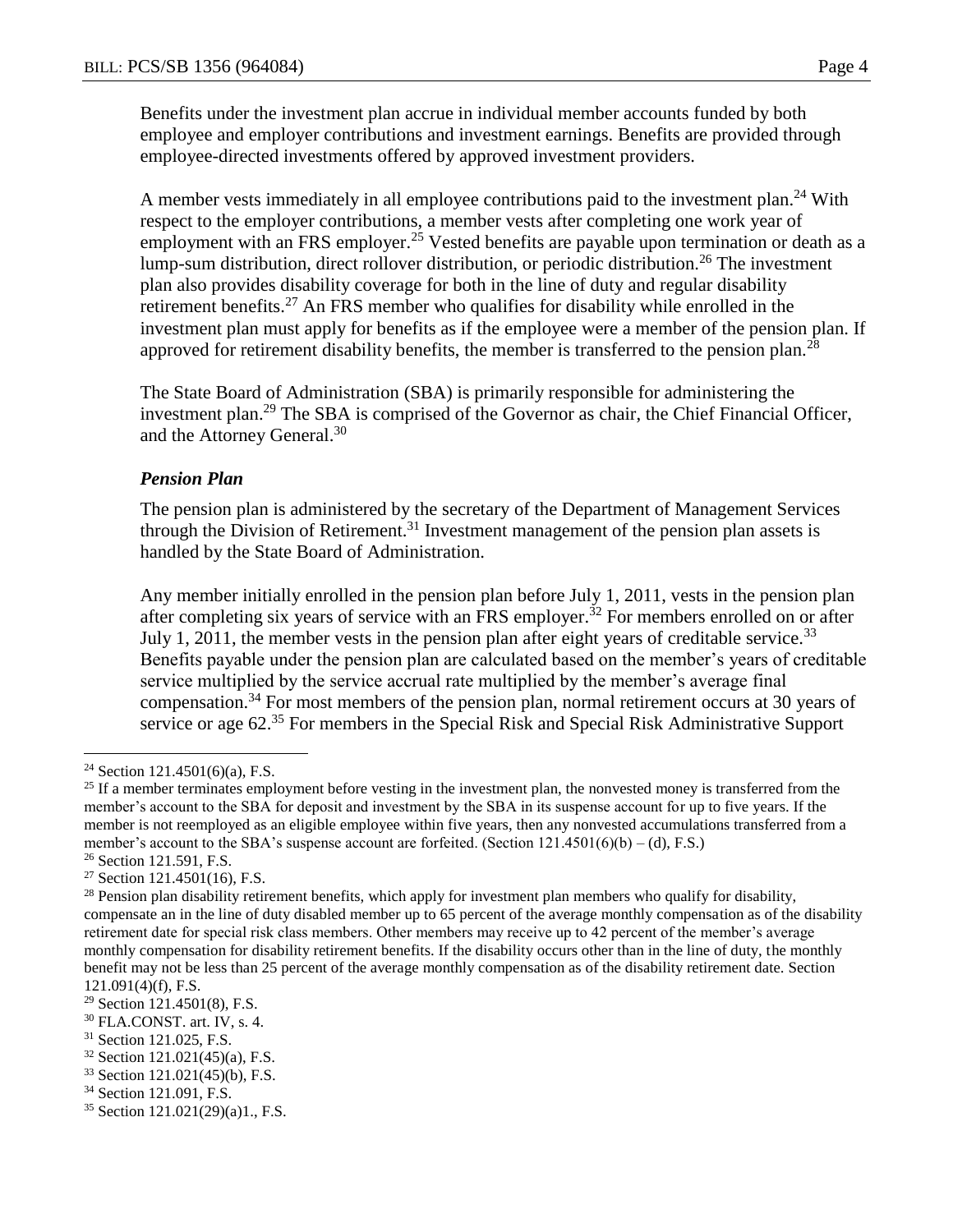Benefits under the investment plan accrue in individual member accounts funded by both employee and employer contributions and investment earnings. Benefits are provided through employee-directed investments offered by approved investment providers.

A member vests immediately in all employee contributions paid to the investment plan.[24] With respect to the employer contributions, a member vests after completing one work year of employment with an FRS employer.[25] Vested benefits are payable upon termination or death as a lump-sum distribution, direct rollover distribution, or periodic distribution.[26] The investment plan also provides disability coverage for both in the line of duty and regular disability retirement benefits.[27] An FRS member who qualifies for disability while enrolled in the investment plan must apply for benefits as if the employee were a member of the pension plan. If approved for retirement disability benefits, the member is transferred to the pension plan.[28]

The State Board of Administration (SBA) is primarily responsible for administering the investment plan.[29] The SBA is comprised of the Governor as chair, the Chief Financial Officer, and the Attorney General.[30]

### *Pension Plan*

The pension plan is administered by the secretary of the Department of Management Services through the Division of Retirement.[31] Investment management of the pension plan assets is handled by the State Board of Administration.

Any member initially enrolled in the pension plan before July 1, 2011, vests in the pension plan after completing six years of service with an FRS employer.[32] For members enrolled on or after July 1, 2011, the member vests in the pension plan after eight years of creditable service.[33] Benefits payable under the pension plan are calculated based on the member's years of creditable service multiplied by the service accrual rate multiplied by the member's average final compensation.[34] For most members of the pension plan, normal retirement occurs at 30 years of service or age 62.[35] For members in the Special Risk and Special Risk Administrative Support

---

[24] Section 121.4501(6)(a), F.S.

[25] If a member terminates employment before vesting in the investment plan, the nonvested money is transferred from the member's account to the SBA for deposit and investment by the SBA in its suspense account for up to five years. If the member is not reemployed as an eligible employee within five years, then any nonvested accumulations transferred from a member's account to the SBA's suspense account are forfeited. (Section 121.4501(6)(b) – (d), F.S.)

[26] Section 121.591, F.S.

[27] Section 121.4501(16), F.S.

[28] Pension plan disability retirement benefits, which apply for investment plan members who qualify for disability, compensate an in the line of duty disabled member up to 65 percent of the average monthly compensation as of the disability retirement date for special risk class members. Other members may receive up to 42 percent of the member's average monthly compensation for disability retirement benefits. If the disability occurs other than in the line of duty, the monthly benefit may not be less than 25 percent of the average monthly compensation as of the disability retirement date. Section 121.091(4)(f), F.S.

[29] Section 121.4501(8), F.S.

[30] FLA.CONST. art. IV, s. 4.

[31] Section 121.025, F.S.

[32] Section 121.021(45)(a), F.S.

[33] Section 121.021(45)(b), F.S.

[34] Section 121.091, F.S.

[35] Section 121.021(29)(a)1., F.S.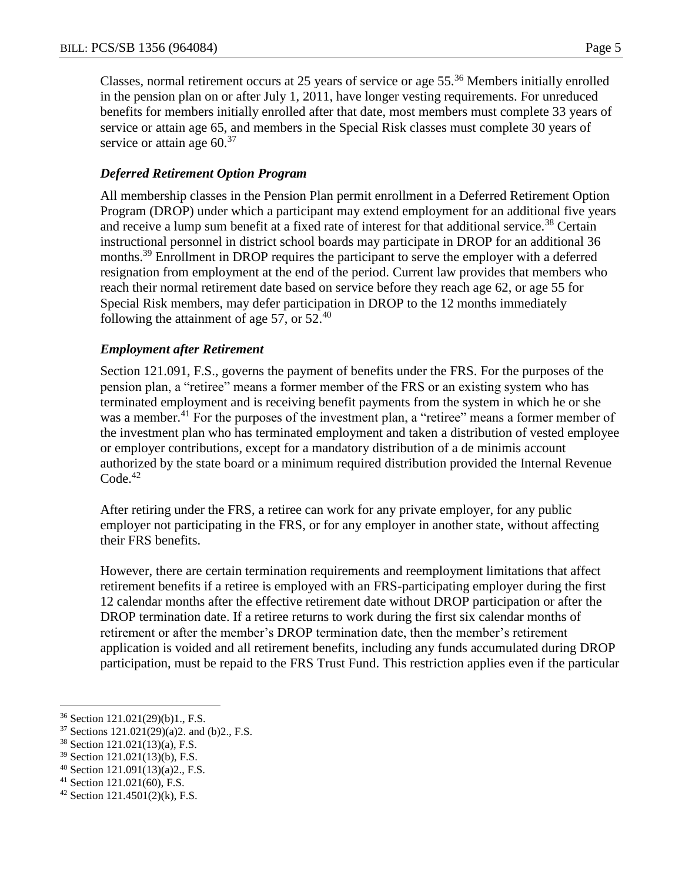Classes, normal retirement occurs at 25 years of service or age 55.[36] Members initially enrolled in the pension plan on or after July 1, 2011, have longer vesting requirements. For unreduced benefits for members initially enrolled after that date, most members must complete 33 years of service or attain age 65, and members in the Special Risk classes must complete 30 years of service or attain age 60.[37]

### *Deferred Retirement Option Program*

All membership classes in the Pension Plan permit enrollment in a Deferred Retirement Option Program (DROP) under which a participant may extend employment for an additional five years and receive a lump sum benefit at a fixed rate of interest for that additional service.[38] Certain instructional personnel in district school boards may participate in DROP for an additional 36 months.[39] Enrollment in DROP requires the participant to serve the employer with a deferred resignation from employment at the end of the period. Current law provides that members who reach their normal retirement date based on service before they reach age 62, or age 55 for Special Risk members, may defer participation in DROP to the 12 months immediately following the attainment of age 57, or 52.[40]

### *Employment after Retirement*

Section 121.091, F.S., governs the payment of benefits under the FRS. For the purposes of the pension plan, a "retiree" means a former member of the FRS or an existing system who has terminated employment and is receiving benefit payments from the system in which he or she was a member.[41] For the purposes of the investment plan, a "retiree" means a former member of the investment plan who has terminated employment and taken a distribution of vested employee or employer contributions, except for a mandatory distribution of a de minimis account authorized by the state board or a minimum required distribution provided the Internal Revenue Code.[42]

After retiring under the FRS, a retiree can work for any private employer, for any public employer not participating in the FRS, or for any employer in another state, without affecting their FRS benefits.

However, there are certain termination requirements and reemployment limitations that affect retirement benefits if a retiree is employed with an FRS-participating employer during the first 12 calendar months after the effective retirement date without DROP participation or after the DROP termination date. If a retiree returns to work during the first six calendar months of retirement or after the member's DROP termination date, then the member's retirement application is voided and all retirement benefits, including any funds accumulated during DROP participation, must be repaid to the FRS Trust Fund. This restriction applies even if the particular

---

[36] Section 121.021(29)(b)1., F.S.

[37] Sections 121.021(29)(a)2. and (b)2., F.S.

[38] Section 121.021(13)(a), F.S.

[39] Section 121.021(13)(b), F.S.

[40] Section 121.091(13)(a)2., F.S.

[41] Section 121.021(60), F.S.

[42] Section 121.4501(2)(k), F.S.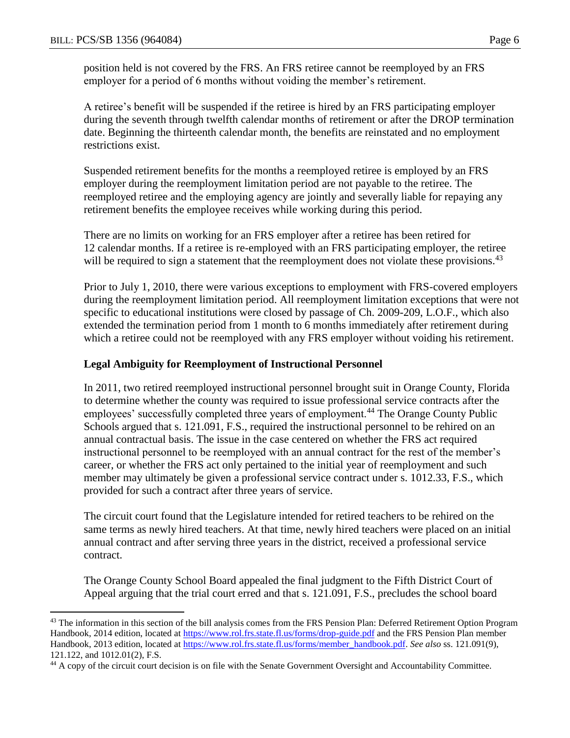position held is not covered by the FRS. An FRS retiree cannot be reemployed by an FRS employer for a period of 6 months without voiding the member's retirement.

A retiree's benefit will be suspended if the retiree is hired by an FRS participating employer during the seventh through twelfth calendar months of retirement or after the DROP termination date. Beginning the thirteenth calendar month, the benefits are reinstated and no employment restrictions exist.

Suspended retirement benefits for the months a reemployed retiree is employed by an FRS employer during the reemployment limitation period are not payable to the retiree. The reemployed retiree and the employing agency are jointly and severally liable for repaying any retirement benefits the employee receives while working during this period.

There are no limits on working for an FRS employer after a retiree has been retired for 12 calendar months. If a retiree is re-employed with an FRS participating employer, the retiree will be required to sign a statement that the reemployment does not violate these provisions.[43]

Prior to July 1, 2010, there were various exceptions to employment with FRS-covered employers during the reemployment limitation period. All reemployment limitation exceptions that were not specific to educational institutions were closed by passage of Ch. 2009-209, L.O.F., which also extended the termination period from 1 month to 6 months immediately after retirement during which a retiree could not be reemployed with any FRS employer without voiding his retirement.

**Legal Ambiguity for Reemployment of Instructional Personnel**

In 2011, two retired reemployed instructional personnel brought suit in Orange County, Florida to determine whether the county was required to issue professional service contracts after the employees' successfully completed three years of employment.[44] The Orange County Public Schools argued that s. 121.091, F.S., required the instructional personnel to be rehired on an annual contractual basis. The issue in the case centered on whether the FRS act required instructional personnel to be reemployed with an annual contract for the rest of the member's career, or whether the FRS act only pertained to the initial year of reemployment and such member may ultimately be given a professional service contract under s. 1012.33, F.S., which provided for such a contract after three years of service.

The circuit court found that the Legislature intended for retired teachers to be rehired on the same terms as newly hired teachers. At that time, newly hired teachers were placed on an initial annual contract and after serving three years in the district, received a professional service contract.

The Orange County School Board appealed the final judgment to the Fifth District Court of Appeal arguing that the trial court erred and that s. 121.091, F.S., precludes the school board

[43] The information in this section of the bill analysis comes from the FRS Pension Plan: Deferred Retirement Option Program Handbook, 2014 edition, located at https://www.rol.frs.state.fl.us/forms/drop-guide.pdf and the FRS Pension Plan member Handbook, 2013 edition, located at https://www.rol.frs.state.fl.us/forms/member_handbook.pdf. *See also* ss. 121.091(9), 121.122, and 1012.01(2), F.S.

[44] A copy of the circuit court decision is on file with the Senate Government Oversight and Accountability Committee.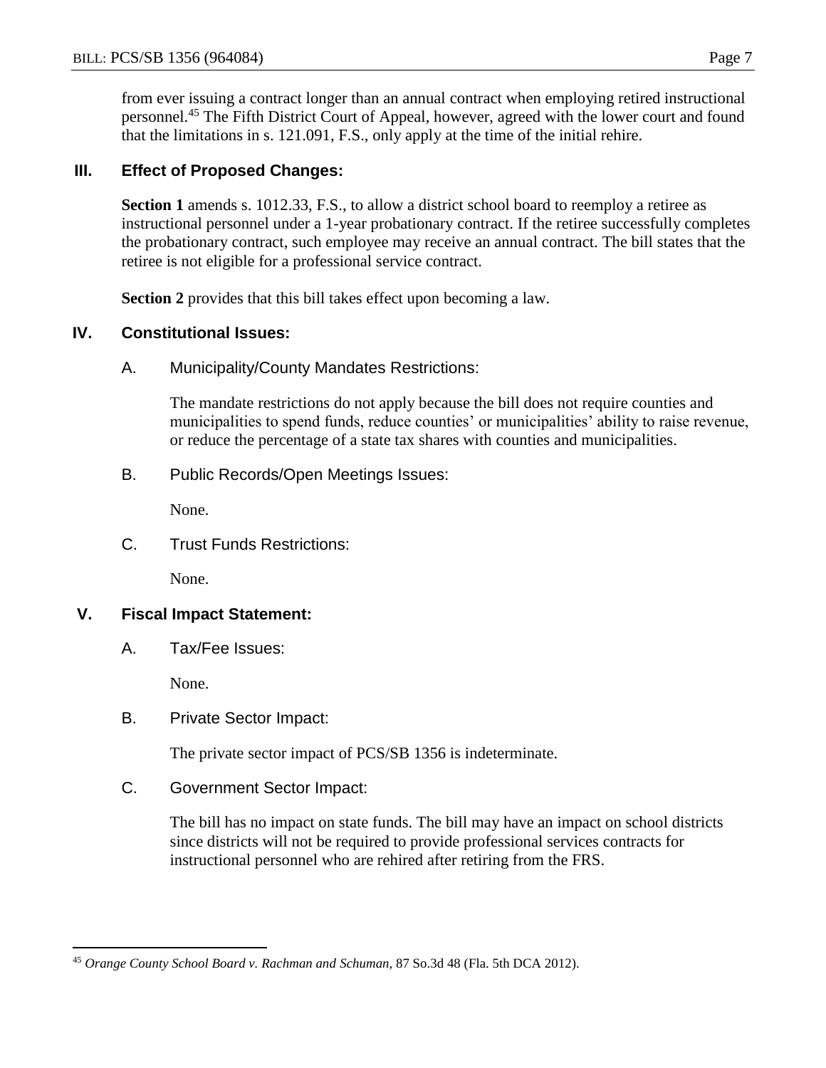from ever issuing a contract longer than an annual contract when employing retired instructional personnel.[45] The Fifth District Court of Appeal, however, agreed with the lower court and found that the limitations in s. 121.091, F.S., only apply at the time of the initial rehire.

## III. Effect of Proposed Changes:

**Section 1** amends s. 1012.33, F.S., to allow a district school board to reemploy a retiree as instructional personnel under a 1-year probationary contract. If the retiree successfully completes the probationary contract, such employee may receive an annual contract. The bill states that the retiree is not eligible for a professional service contract.

**Section 2** provides that this bill takes effect upon becoming a law.

## IV. Constitutional Issues:

### A. Municipality/County Mandates Restrictions:

The mandate restrictions do not apply because the bill does not require counties and municipalities to spend funds, reduce counties' or municipalities' ability to raise revenue, or reduce the percentage of a state tax shares with counties and municipalities.

### B. Public Records/Open Meetings Issues:

None.

### C. Trust Funds Restrictions:

None.

## V. Fiscal Impact Statement:

### A. Tax/Fee Issues:

None.

### B. Private Sector Impact:

The private sector impact of PCS/SB 1356 is indeterminate.

### C. Government Sector Impact:

The bill has no impact on state funds. The bill may have an impact on school districts since districts will not be required to provide professional services contracts for instructional personnel who are rehired after retiring from the FRS.

---

[45] *Orange County School Board v. Rachman and Schuman*, 87 So.3d 48 (Fla. 5th DCA 2012).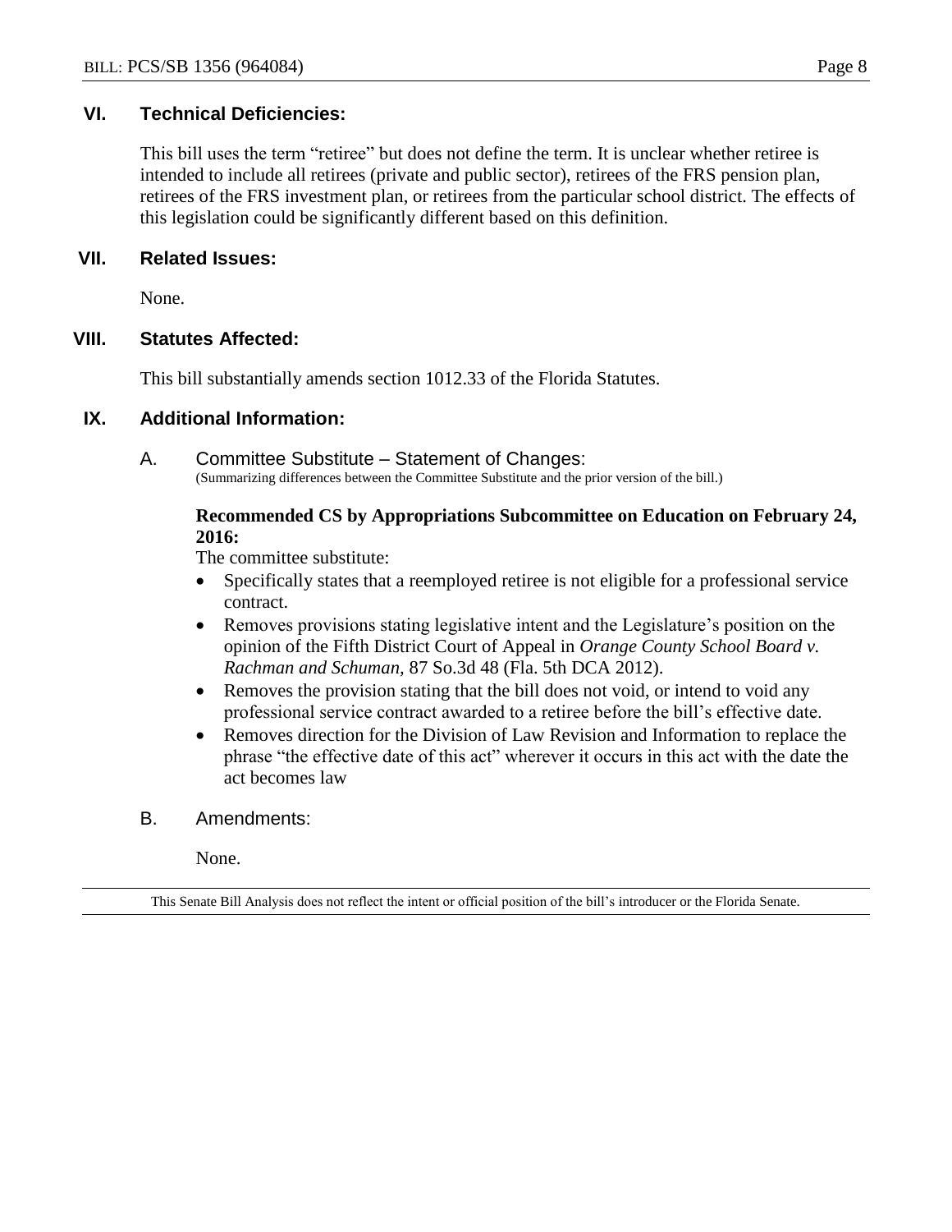## VI. Technical Deficiencies:

This bill uses the term "retiree" but does not define the term. It is unclear whether retiree is intended to include all retirees (private and public sector), retirees of the FRS pension plan, retirees of the FRS investment plan, or retirees from the particular school district. The effects of this legislation could be significantly different based on this definition.

## VII. Related Issues:

None.

## VIII. Statutes Affected:

This bill substantially amends section 1012.33 of the Florida Statutes.

## IX. Additional Information:

### A. Committee Substitute – Statement of Changes:

(Summarizing differences between the Committee Substitute and the prior version of the bill.)

**Recommended CS by Appropriations Subcommittee on Education on February 24, 2016:**

The committee substitute:

- Specifically states that a reemployed retiree is not eligible for a professional service contract.
- Removes provisions stating legislative intent and the Legislature's position on the opinion of the Fifth District Court of Appeal in *Orange County School Board v. Rachman and Schuman*, 87 So.3d 48 (Fla. 5th DCA 2012).
- Removes the provision stating that the bill does not void, or intend to void any professional service contract awarded to a retiree before the bill's effective date.
- Removes direction for the Division of Law Revision and Information to replace the phrase "the effective date of this act" wherever it occurs in this act with the date the act becomes law

### B. Amendments:

None.

This Senate Bill Analysis does not reflect the intent or official position of the bill's introducer or the Florida Senate.